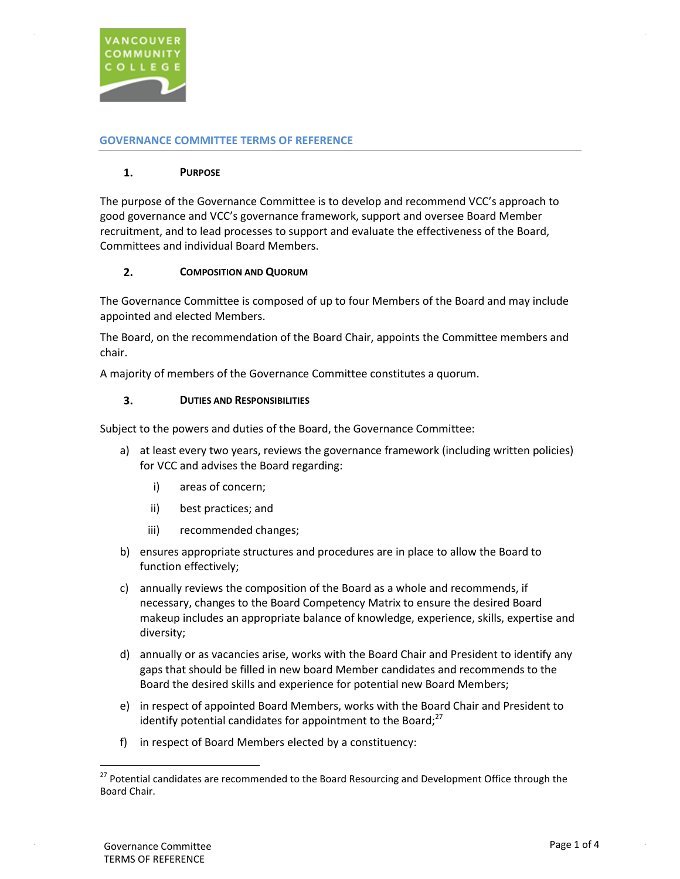# GOVERNANCE COMMITTEE TERMS OF REFERENCE

## 1. PURPOSE

The purpose of the Governance Committee is to develop and recommend VCC's approach to good governance and VCC's governance framework, support and oversee Board Member recruitment, and to lead processes to support and evaluate the effectiveness of the Board, Committees and individual Board Members.

## 2. COMPOSITION AND QUORUM

The Governance Committee is composed of up to four Members of the Board and may include appointed and elected Members.

The Board, on the recommendation of the Board Chair, appoints the Committee members and chair.

A majority of members of the Governance Committee constitutes a quorum.

## 3. DUTIES AND RESPONSIBILITIES

Subject to the powers and duties of the Board, the Governance Committee:

a) at least every two years, reviews the governance framework (including written policies) for VCC and advises the Board regarding:

   i) areas of concern;

   ii) best practices; and

   iii) recommended changes;

b) ensures appropriate structures and procedures are in place to allow the Board to function effectively;

c) annually reviews the composition of the Board as a whole and recommends, if necessary, changes to the Board Competency Matrix to ensure the desired Board makeup includes an appropriate balance of knowledge, experience, skills, expertise and diversity;

d) annually or as vacancies arise, works with the Board Chair and President to identify any gaps that should be filled in new board Member candidates and recommends to the Board the desired skills and experience for potential new Board Members;

e) in respect of appointed Board Members, works with the Board Chair and President to identify potential candidates for appointment to the Board;[27]

f) in respect of Board Members elected by a constituency:

---

[27] Potential candidates are recommended to the Board Resourcing and Development Office through the Board Chair.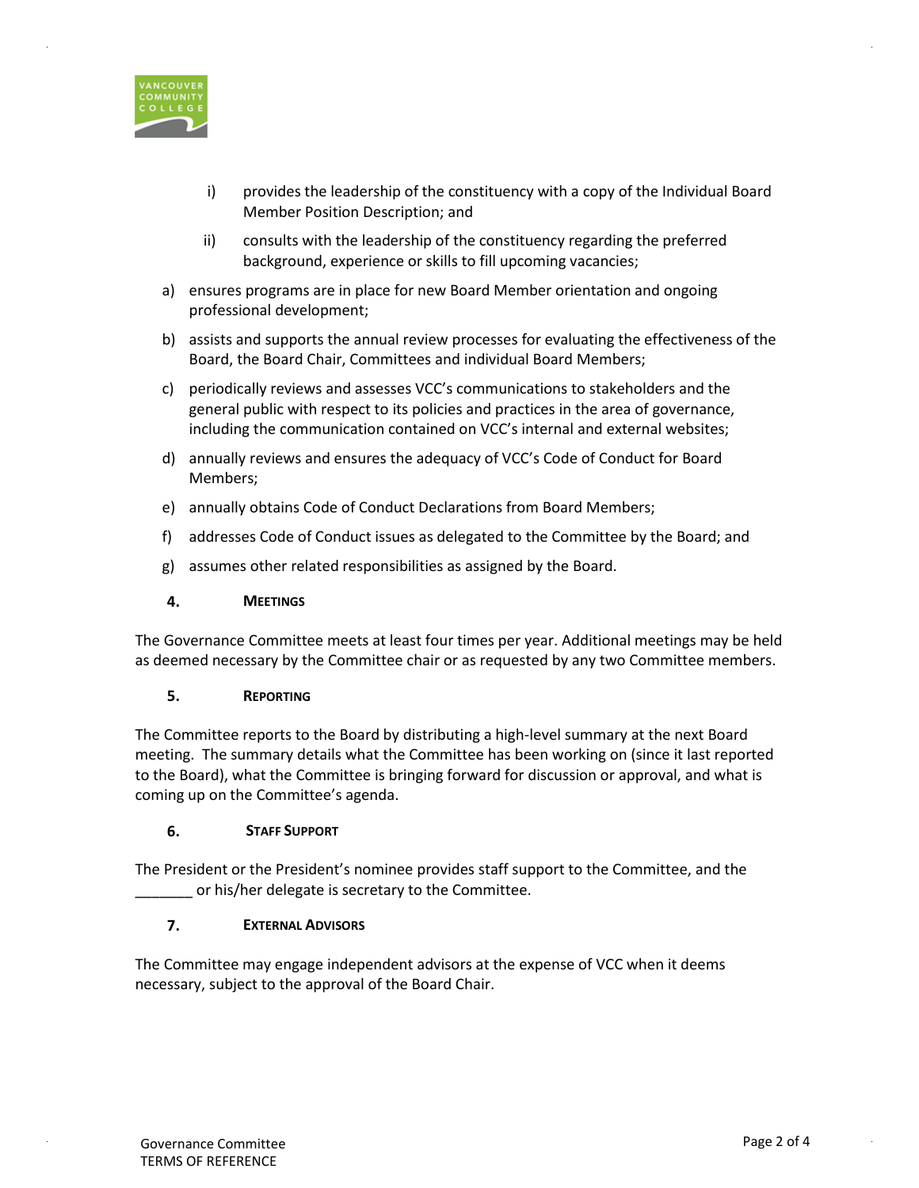i) provides the leadership of the constituency with a copy of the Individual Board Member Position Description; and

ii) consults with the leadership of the constituency regarding the preferred background, experience or skills to fill upcoming vacancies;

a) ensures programs are in place for new Board Member orientation and ongoing professional development;

b) assists and supports the annual review processes for evaluating the effectiveness of the Board, the Board Chair, Committees and individual Board Members;

c) periodically reviews and assesses VCC's communications to stakeholders and the general public with respect to its policies and practices in the area of governance, including the communication contained on VCC's internal and external websites;

d) annually reviews and ensures the adequacy of VCC's Code of Conduct for Board Members;

e) annually obtains Code of Conduct Declarations from Board Members;

f) addresses Code of Conduct issues as delegated to the Committee by the Board; and

g) assumes other related responsibilities as assigned by the Board.

## 4. MEETINGS

The Governance Committee meets at least four times per year. Additional meetings may be held as deemed necessary by the Committee chair or as requested by any two Committee members.

## 5. REPORTING

The Committee reports to the Board by distributing a high-level summary at the next Board meeting. The summary details what the Committee has been working on (since it last reported to the Board), what the Committee is bringing forward for discussion or approval, and what is coming up on the Committee's agenda.

## 6. STAFF SUPPORT

The President or the President's nominee provides staff support to the Committee, and the _______ or his/her delegate is secretary to the Committee.

## 7. EXTERNAL ADVISORS

The Committee may engage independent advisors at the expense of VCC when it deems necessary, subject to the approval of the Board Chair.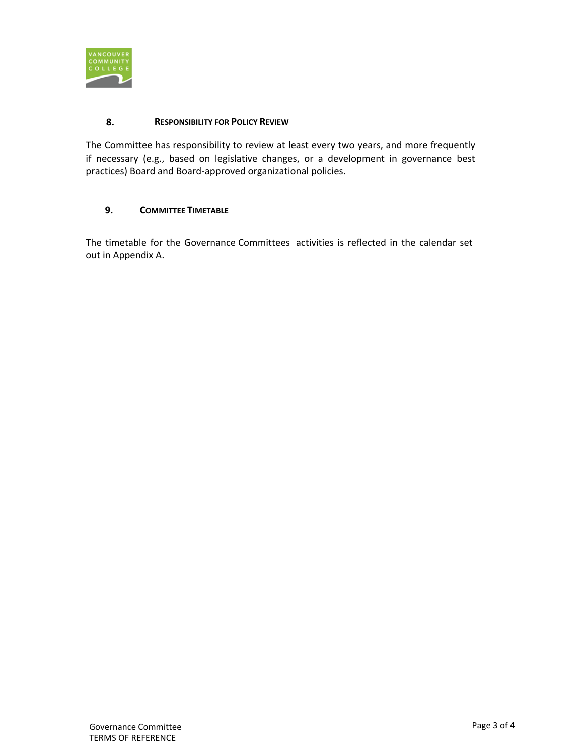## 8. RESPONSIBILITY FOR POLICY REVIEW

The Committee has responsibility to review at least every two years, and more frequently if necessary (e.g., based on legislative changes, or a development in governance best practices) Board and Board-approved organizational policies.

## 9. COMMITTEE TIMETABLE

The timetable for the Governance Committees activities is reflected in the calendar set out in Appendix A.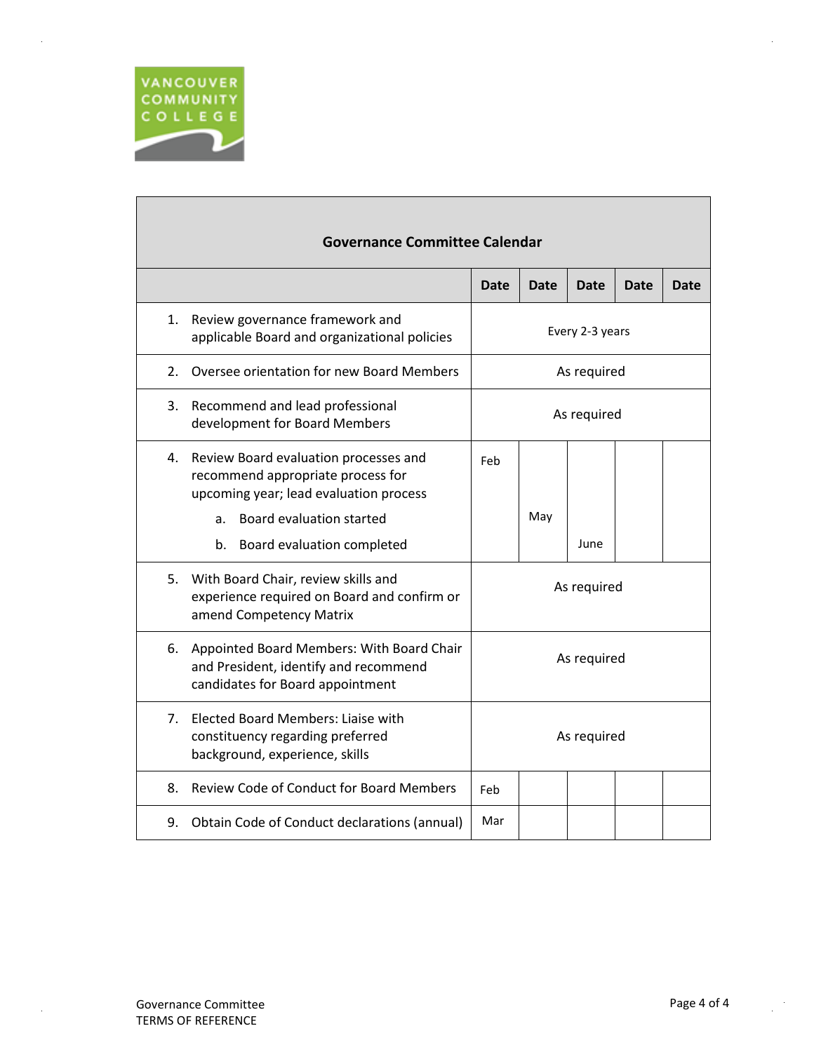| Governance Committee Calendar | | | | | |
|---|---|---|---|---|---|
| | Date | Date | Date | Date | Date |
| 1. Review governance framework and applicable Board and organizational policies | Every 2-3 years | | | | |
| 2. Oversee orientation for new Board Members | As required | | | | |
| 3. Recommend and lead professional development for Board Members | As required | | | | |
| 4. Review Board evaluation processes and recommend appropriate process for upcoming year; lead evaluation process | Feb | | | | |
| a. Board evaluation started | | May | | | |
| b. Board evaluation completed | | | June | | |
| 5. With Board Chair, review skills and experience required on Board and confirm or amend Competency Matrix | As required | | | | |
| 6. Appointed Board Members: With Board Chair and President, identify and recommend candidates for Board appointment | As required | | | | |
| 7. Elected Board Members: Liaise with constituency regarding preferred background, experience, skills | As required | | | | |
| 8. Review Code of Conduct for Board Members | Feb | | | | |
| 9. Obtain Code of Conduct declarations (annual) | Mar | | | | |

Governance Committee
TERMS OF REFERENCE